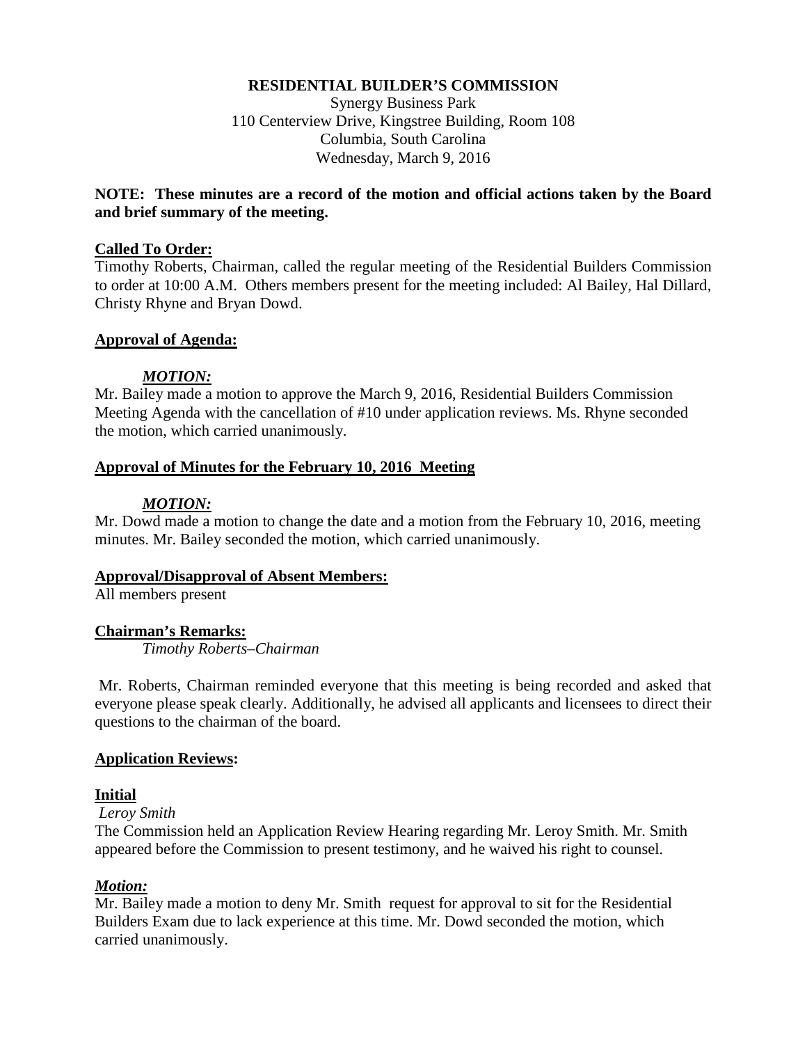**RESIDENTIAL BUILDER'S COMMISSION**

Synergy Business Park
110 Centerview Drive, Kingstree Building, Room 108
Columbia, South Carolina
Wednesday, March 9, 2016

**NOTE: These minutes are a record of the motion and official actions taken by the Board and brief summary of the meeting.**

**Called To Order:**

Timothy Roberts, Chairman, called the regular meeting of the Residential Builders Commission to order at 10:00 A.M. Others members present for the meeting included: Al Bailey, Hal Dillard, Christy Rhyne and Bryan Dowd.

**Approval of Agenda:**

***MOTION:***

Mr. Bailey made a motion to approve the March 9, 2016, Residential Builders Commission Meeting Agenda with the cancellation of #10 under application reviews. Ms. Rhyne seconded the motion, which carried unanimously.

**Approval of Minutes for the February 10, 2016 Meeting**

***MOTION:***

Mr. Dowd made a motion to change the date and a motion from the February 10, 2016, meeting minutes. Mr. Bailey seconded the motion, which carried unanimously.

**Approval/Disapproval of Absent Members:**

All members present

**Chairman's Remarks:**

*Timothy Roberts–Chairman*

Mr. Roberts, Chairman reminded everyone that this meeting is being recorded and asked that everyone please speak clearly. Additionally, he advised all applicants and licensees to direct their questions to the chairman of the board.

**Application Reviews:**

**Initial**

*Leroy Smith*

The Commission held an Application Review Hearing regarding Mr. Leroy Smith. Mr. Smith appeared before the Commission to present testimony, and he waived his right to counsel.

***Motion:***

Mr. Bailey made a motion to deny Mr. Smith request for approval to sit for the Residential Builders Exam due to lack experience at this time. Mr. Dowd seconded the motion, which carried unanimously.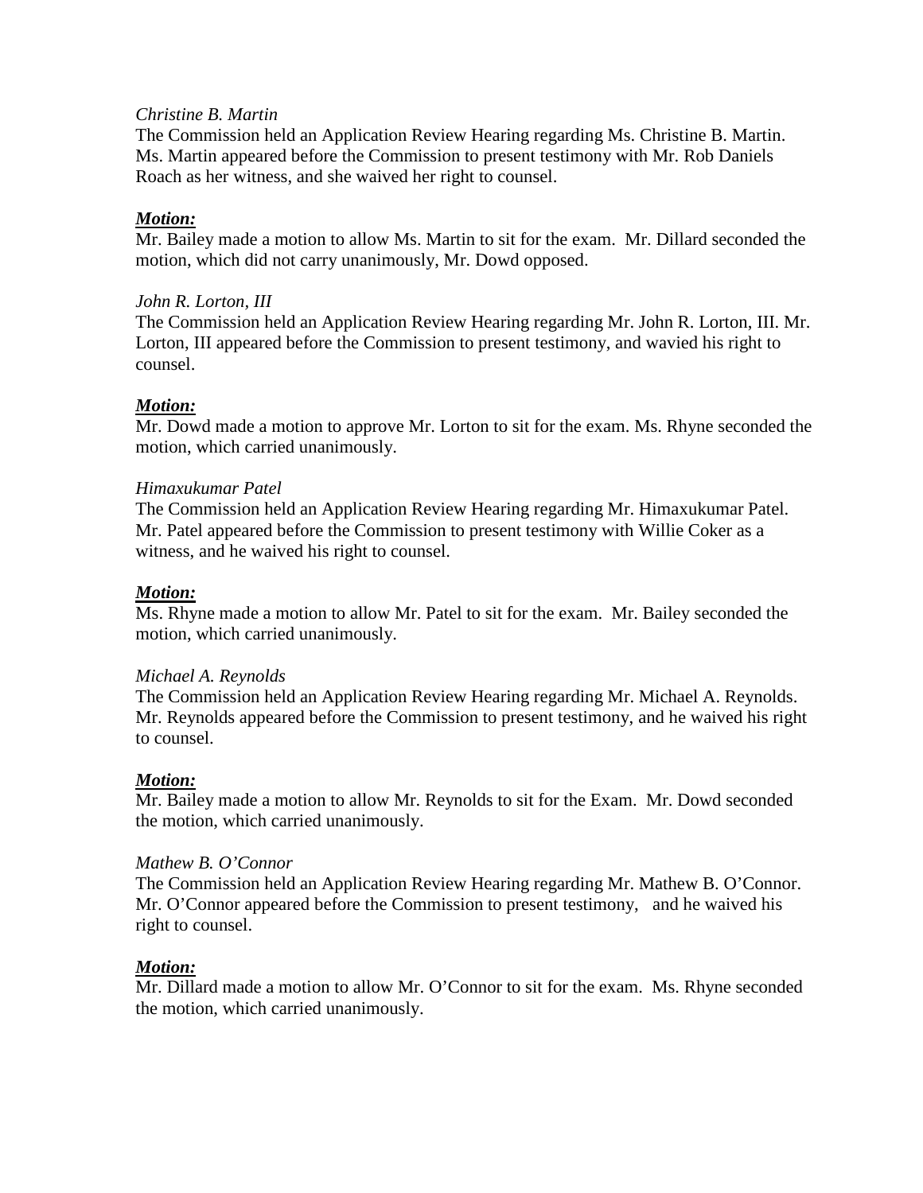*Christine B. Martin*
The Commission held an Application Review Hearing regarding Ms. Christine B. Martin. Ms. Martin appeared before the Commission to present testimony with Mr. Rob Daniels Roach as her witness, and she waived her right to counsel.

***Motion:***
Mr. Bailey made a motion to allow Ms. Martin to sit for the exam. Mr. Dillard seconded the motion, which did not carry unanimously, Mr. Dowd opposed.

*John R. Lorton, III*
The Commission held an Application Review Hearing regarding Mr. John R. Lorton, III. Mr. Lorton, III appeared before the Commission to present testimony, and wavied his right to counsel.

***Motion:***
Mr. Dowd made a motion to approve Mr. Lorton to sit for the exam. Ms. Rhyne seconded the motion, which carried unanimously.

*Himaxukumar Patel*
The Commission held an Application Review Hearing regarding Mr. Himaxukumar Patel. Mr. Patel appeared before the Commission to present testimony with Willie Coker as a witness, and he waived his right to counsel.

***Motion:***
Ms. Rhyne made a motion to allow Mr. Patel to sit for the exam. Mr. Bailey seconded the motion, which carried unanimously.

*Michael A. Reynolds*
The Commission held an Application Review Hearing regarding Mr. Michael A. Reynolds. Mr. Reynolds appeared before the Commission to present testimony, and he waived his right to counsel.

***Motion:***
Mr. Bailey made a motion to allow Mr. Reynolds to sit for the Exam. Mr. Dowd seconded the motion, which carried unanimously.

*Mathew B. O'Connor*
The Commission held an Application Review Hearing regarding Mr. Mathew B. O'Connor. Mr. O'Connor appeared before the Commission to present testimony, and he waived his right to counsel.

***Motion:***
Mr. Dillard made a motion to allow Mr. O'Connor to sit for the exam. Ms. Rhyne seconded the motion, which carried unanimously.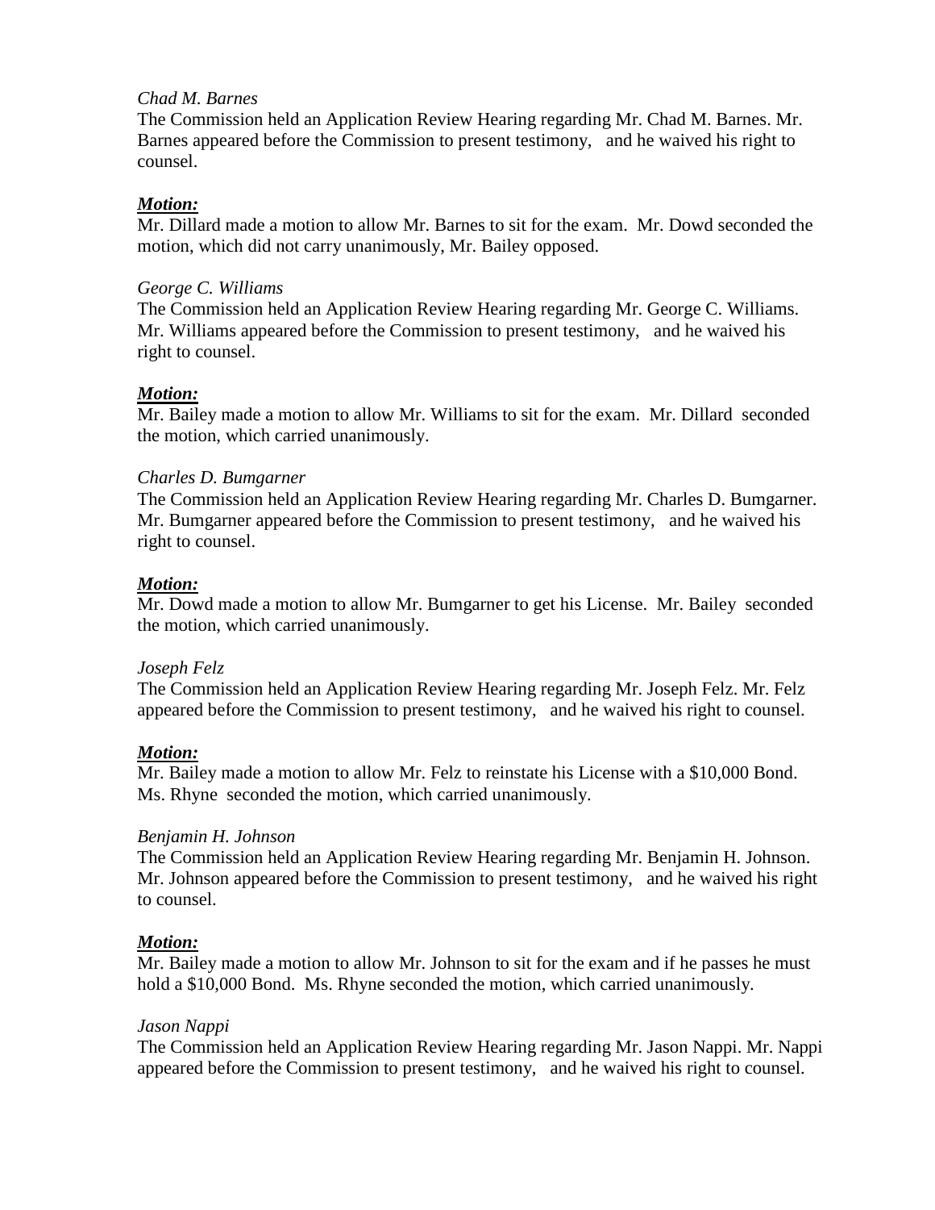*Chad M. Barnes*

The Commission held an Application Review Hearing regarding Mr. Chad M. Barnes. Mr. Barnes appeared before the Commission to present testimony, and he waived his right to counsel.

***Motion:***

Mr. Dillard made a motion to allow Mr. Barnes to sit for the exam. Mr. Dowd seconded the motion, which did not carry unanimously, Mr. Bailey opposed.

*George C. Williams*

The Commission held an Application Review Hearing regarding Mr. George C. Williams. Mr. Williams appeared before the Commission to present testimony, and he waived his right to counsel.

***Motion:***

Mr. Bailey made a motion to allow Mr. Williams to sit for the exam. Mr. Dillard seconded the motion, which carried unanimously.

*Charles D. Bumgarner*

The Commission held an Application Review Hearing regarding Mr. Charles D. Bumgarner. Mr. Bumgarner appeared before the Commission to present testimony, and he waived his right to counsel.

***Motion:***

Mr. Dowd made a motion to allow Mr. Bumgarner to get his License. Mr. Bailey seconded the motion, which carried unanimously.

*Joseph Felz*

The Commission held an Application Review Hearing regarding Mr. Joseph Felz. Mr. Felz appeared before the Commission to present testimony, and he waived his right to counsel.

***Motion:***

Mr. Bailey made a motion to allow Mr. Felz to reinstate his License with a $10,000 Bond. Ms. Rhyne seconded the motion, which carried unanimously.

*Benjamin H. Johnson*

The Commission held an Application Review Hearing regarding Mr. Benjamin H. Johnson. Mr. Johnson appeared before the Commission to present testimony, and he waived his right to counsel.

***Motion:***

Mr. Bailey made a motion to allow Mr. Johnson to sit for the exam and if he passes he must hold a $10,000 Bond. Ms. Rhyne seconded the motion, which carried unanimously.

*Jason Nappi*

The Commission held an Application Review Hearing regarding Mr. Jason Nappi. Mr. Nappi appeared before the Commission to present testimony, and he waived his right to counsel.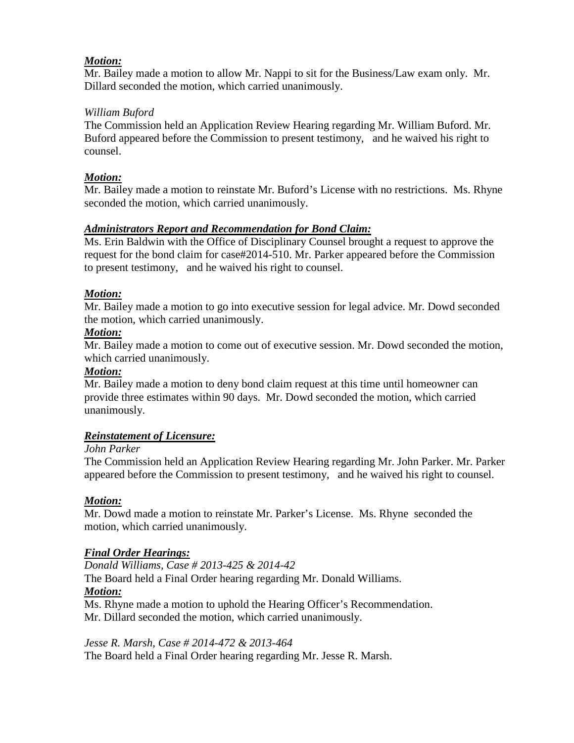***Motion:***
Mr. Bailey made a motion to allow Mr. Nappi to sit for the Business/Law exam only. Mr. Dillard seconded the motion, which carried unanimously.

*William Buford*
The Commission held an Application Review Hearing regarding Mr. William Buford. Mr. Buford appeared before the Commission to present testimony, and he waived his right to counsel.

***Motion:***
Mr. Bailey made a motion to reinstate Mr. Buford's License with no restrictions. Ms. Rhyne seconded the motion, which carried unanimously.

***Administrators Report and Recommendation for Bond Claim:***
Ms. Erin Baldwin with the Office of Disciplinary Counsel brought a request to approve the request for the bond claim for case#2014-510. Mr. Parker appeared before the Commission to present testimony, and he waived his right to counsel.

***Motion:***
Mr. Bailey made a motion to go into executive session for legal advice. Mr. Dowd seconded the motion, which carried unanimously.

***Motion:***
Mr. Bailey made a motion to come out of executive session. Mr. Dowd seconded the motion, which carried unanimously.

***Motion:***
Mr. Bailey made a motion to deny bond claim request at this time until homeowner can provide three estimates within 90 days. Mr. Dowd seconded the motion, which carried unanimously.

***Reinstatement of Licensure:***
*John Parker*
The Commission held an Application Review Hearing regarding Mr. John Parker. Mr. Parker appeared before the Commission to present testimony, and he waived his right to counsel.

***Motion:***
Mr. Dowd made a motion to reinstate Mr. Parker's License. Ms. Rhyne seconded the motion, which carried unanimously.

***Final Order Hearings:***
*Donald Williams, Case # 2013-425 & 2014-42*
The Board held a Final Order hearing regarding Mr. Donald Williams.

***Motion:***
Ms. Rhyne made a motion to uphold the Hearing Officer's Recommendation.
Mr. Dillard seconded the motion, which carried unanimously.

*Jesse R. Marsh, Case # 2014-472 & 2013-464*
The Board held a Final Order hearing regarding Mr. Jesse R. Marsh.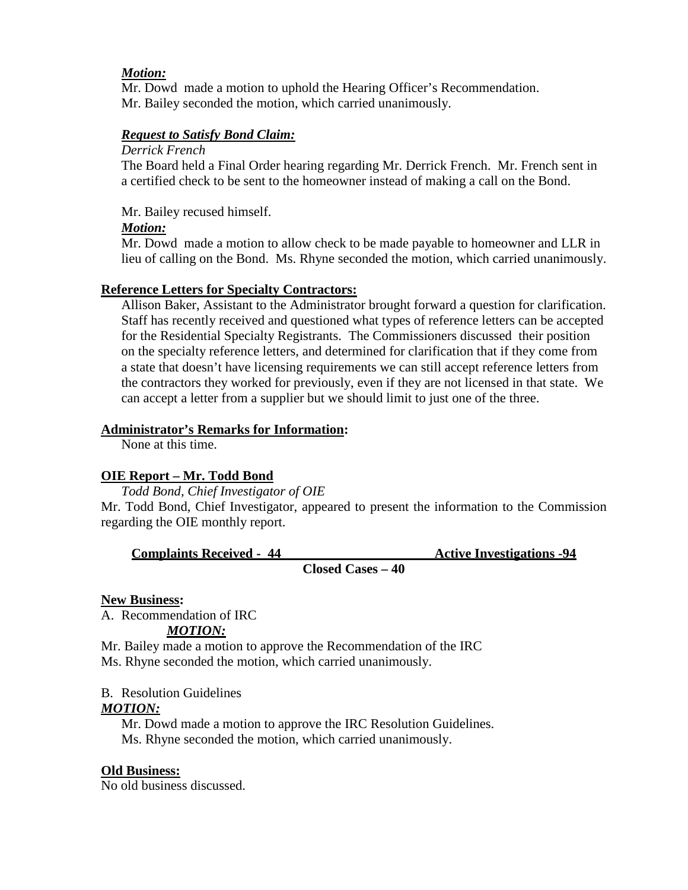***Motion:***

Mr. Dowd made a motion to uphold the Hearing Officer's Recommendation. Mr. Bailey seconded the motion, which carried unanimously.

***Request to Satisfy Bond Claim:***

*Derrick French*

The Board held a Final Order hearing regarding Mr. Derrick French. Mr. French sent in a certified check to be sent to the homeowner instead of making a call on the Bond.

Mr. Bailey recused himself.

***Motion:***

Mr. Dowd made a motion to allow check to be made payable to homeowner and LLR in lieu of calling on the Bond. Ms. Rhyne seconded the motion, which carried unanimously.

**Reference Letters for Specialty Contractors:**

Allison Baker, Assistant to the Administrator brought forward a question for clarification. Staff has recently received and questioned what types of reference letters can be accepted for the Residential Specialty Registrants. The Commissioners discussed their position on the specialty reference letters, and determined for clarification that if they come from a state that doesn't have licensing requirements we can still accept reference letters from the contractors they worked for previously, even if they are not licensed in that state. We can accept a letter from a supplier but we should limit to just one of the three.

**Administrator's Remarks for Information:**

None at this time.

**OIE Report – Mr. Todd Bond**

*Todd Bond, Chief Investigator of OIE*

Mr. Todd Bond, Chief Investigator, appeared to present the information to the Commission regarding the OIE monthly report.

**Complaints Received - 44** **Active Investigations -94**

**Closed Cases – 40**

**New Business:**

A. Recommendation of IRC

***MOTION:***

Mr. Bailey made a motion to approve the Recommendation of the IRC
Ms. Rhyne seconded the motion, which carried unanimously.

B. Resolution Guidelines

***MOTION:***

Mr. Dowd made a motion to approve the IRC Resolution Guidelines.
Ms. Rhyne seconded the motion, which carried unanimously.

**Old Business:**

No old business discussed.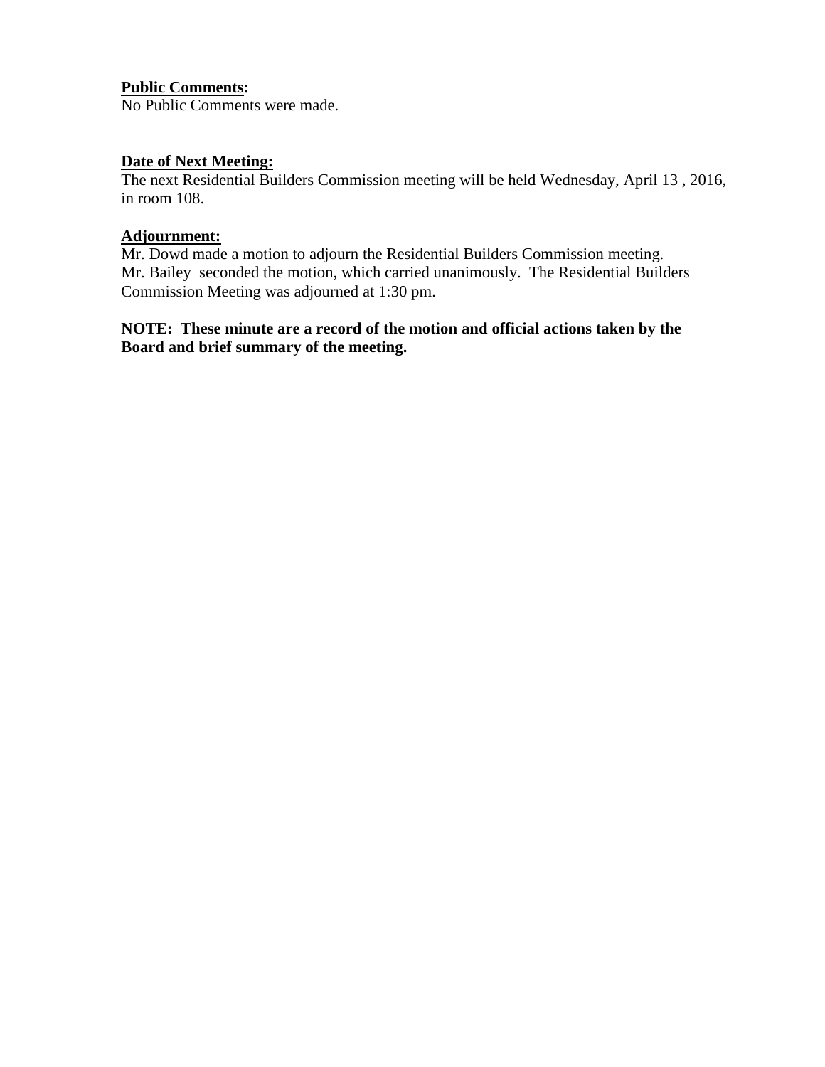**Public Comments:**
No Public Comments were made.

**Date of Next Meeting:**
The next Residential Builders Commission meeting will be held Wednesday, April 13 , 2016, in room 108.

**Adjournment:**
Mr. Dowd made a motion to adjourn the Residential Builders Commission meeting. Mr. Bailey seconded the motion, which carried unanimously. The Residential Builders Commission Meeting was adjourned at 1:30 pm.

**NOTE: These minute are a record of the motion and official actions taken by the Board and brief summary of the meeting.**